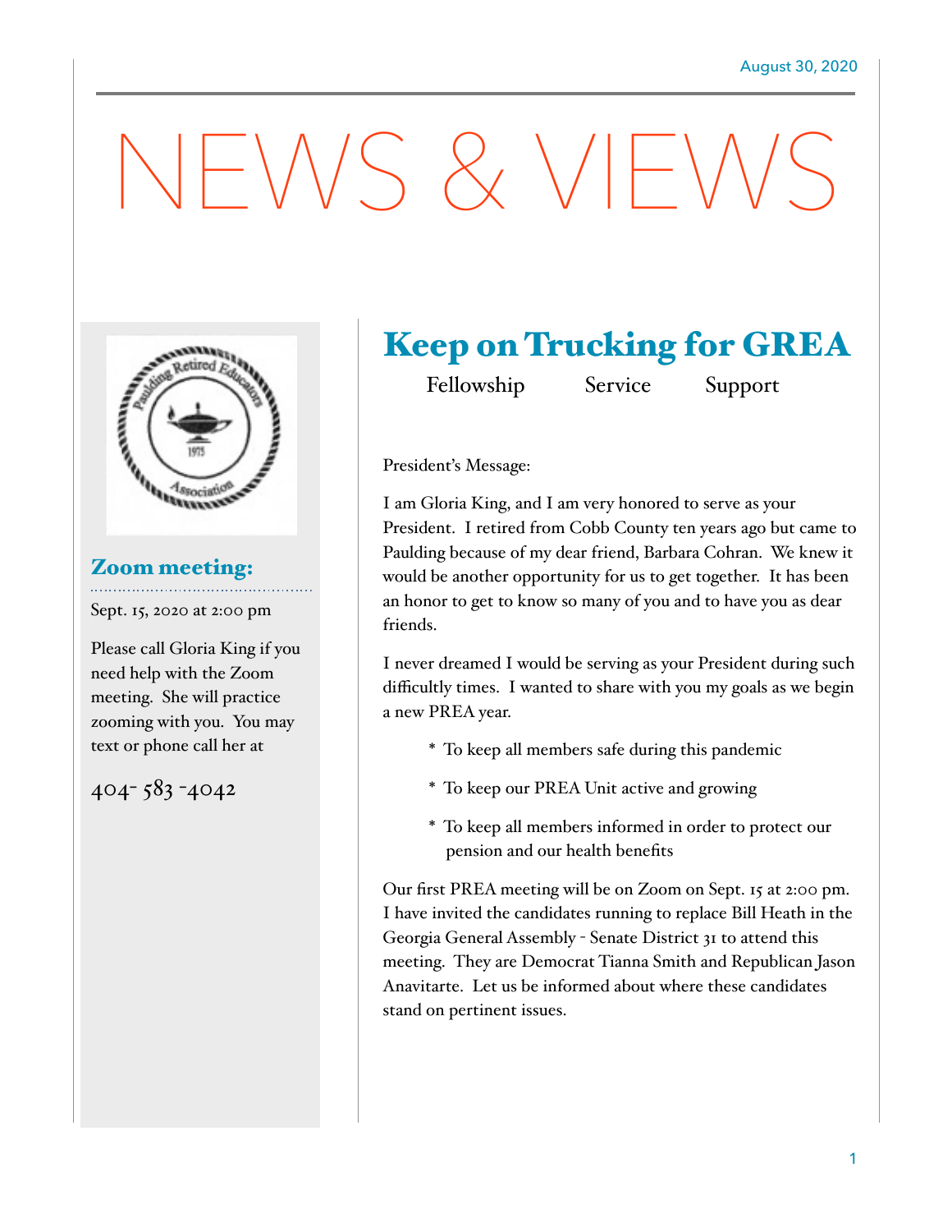August 30, 2020

# NEWS & VIEWS

## Keep on Trucking for GREA

Fellowship Service Support

President's Message:

I am Gloria King, and I am very honored to serve as your President. I retired from Cobb County ten years ago but came to Paulding because of my dear friend, Barbara Cohran. We knew it would be another opportunity for us to get together. It has been an honor to get to know so many of you and to have you as dear friends.

I never dreamed I would be serving as your President during such difficulty times. I wanted to share with you my goals as we begin a new PREA year.

* To keep all members safe during this pandemic
* To keep our PREA Unit active and growing
* To keep all members informed in order to protect our pension and our health benefits

Our first PREA meeting will be on Zoom on Sept. 15 at 2:00 pm. I have invited the candidates running to replace Bill Heath in the Georgia General Assembly - Senate District 31 to attend this meeting. They are Democrat Tianna Smith and Republican Jason Anavitarte. Let us be informed about where these candidates stand on pertinent issues.

### Zoom meeting:

Sept. 15, 2020 at 2:00 pm

Please call Gloria King if you need help with the Zoom meeting. She will practice zooming with you. You may text or phone call her at

404- 583 -4042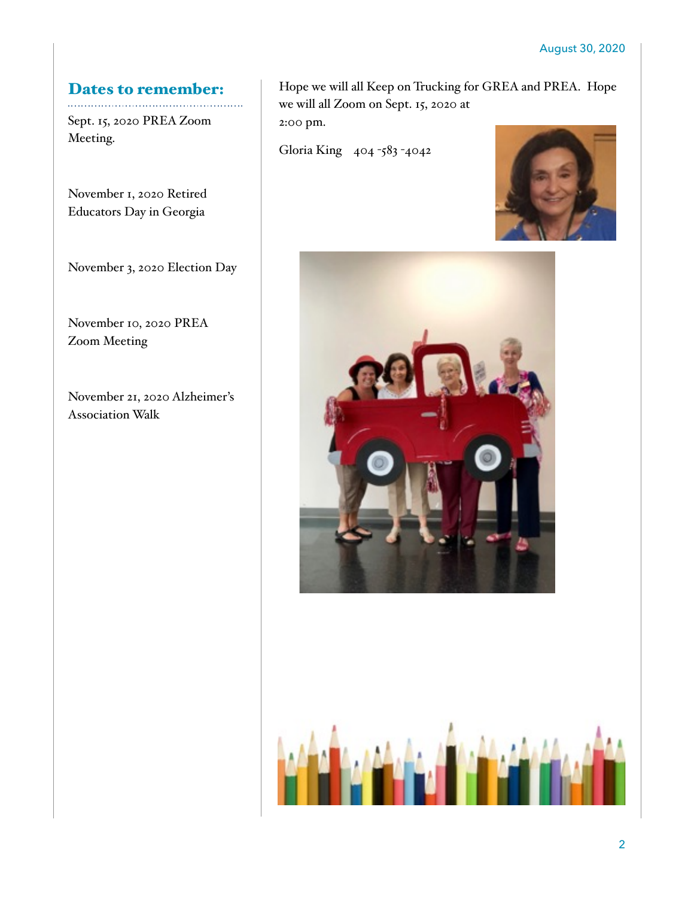## Dates to remember:

Sept. 15, 2020 PREA Zoom Meeting.

November 1, 2020 Retired Educators Day in Georgia

November 3, 2020 Election Day

November 10, 2020 PREA Zoom Meeting

November 21, 2020 Alzheimer's Association Walk

Hope we will all Keep on Trucking for GREA and PREA. Hope we will all Zoom on Sept. 15, 2020 at 2:00 pm.

Gloria King 404 -583 -4042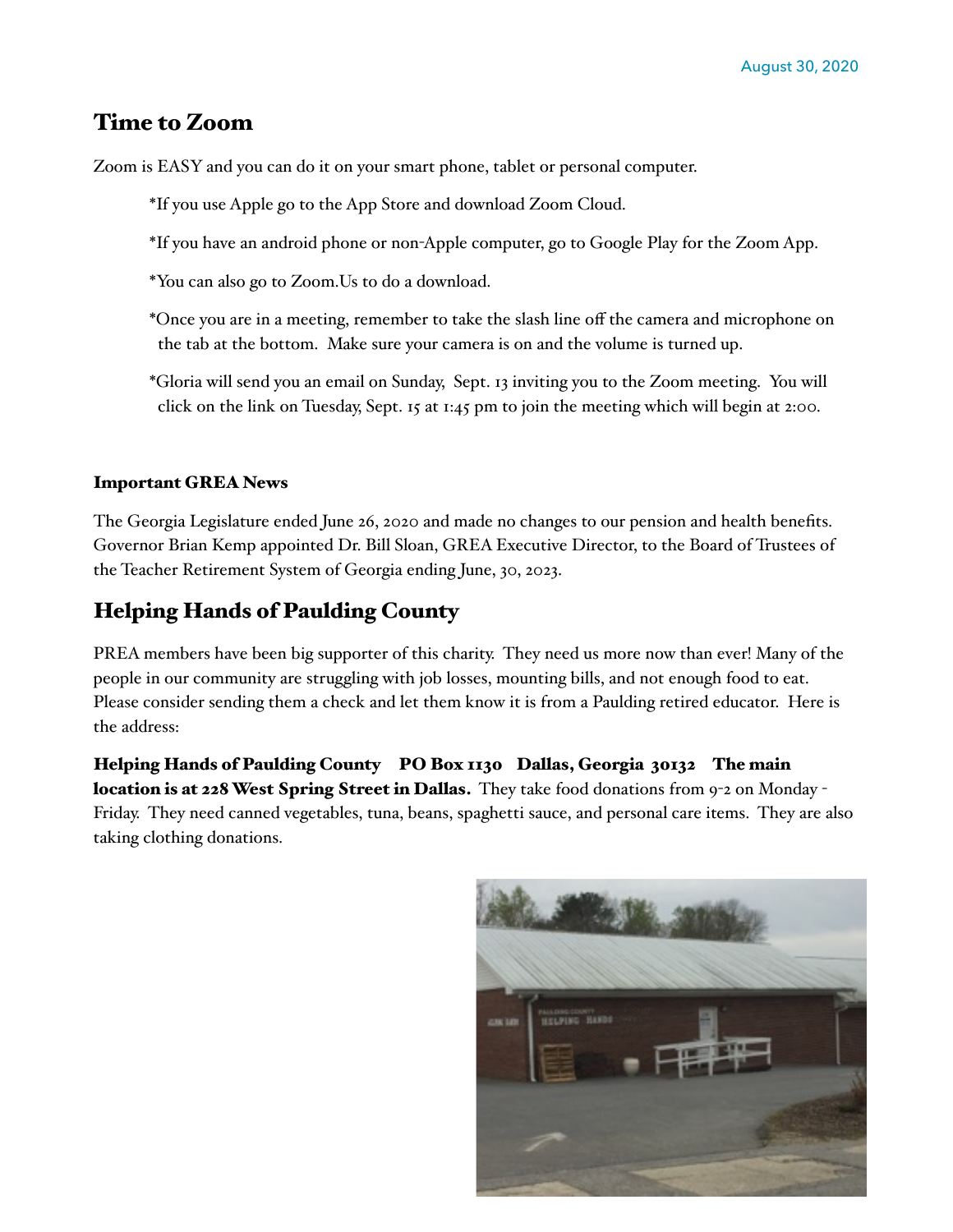August 30, 2020

## Time to Zoom

Zoom is EASY and you can do it on your smart phone, tablet or personal computer.

*If you use Apple go to the App Store and download Zoom Cloud.

*If you have an android phone or non-Apple computer, go to Google Play for the Zoom App.

*You can also go to Zoom.Us to do a download.

*Once you are in a meeting, remember to take the slash line off the camera and microphone on the tab at the bottom. Make sure your camera is on and the volume is turned up.

*Gloria will send you an email on Sunday, Sept. 13 inviting you to the Zoom meeting. You will click on the link on Tuesday, Sept. 15 at 1:45 pm to join the meeting which will begin at 2:00.

### Important GREA News

The Georgia Legislature ended June 26, 2020 and made no changes to our pension and health benefits. Governor Brian Kemp appointed Dr. Bill Sloan, GREA Executive Director, to the Board of Trustees of the Teacher Retirement System of Georgia ending June, 30, 2023.

## Helping Hands of Paulding County

PREA members have been big supporter of this charity. They need us more now than ever! Many of the people in our community are struggling with job losses, mounting bills, and not enough food to eat. Please consider sending them a check and let them know it is from a Paulding retired educator. Here is the address:

**Helping Hands of Paulding County PO Box 1130 Dallas, Georgia 30132 The main location is at 228 West Spring Street in Dallas.** They take food donations from 9-2 on Monday - Friday. They need canned vegetables, tuna, beans, spaghetti sauce, and personal care items. They are also taking clothing donations.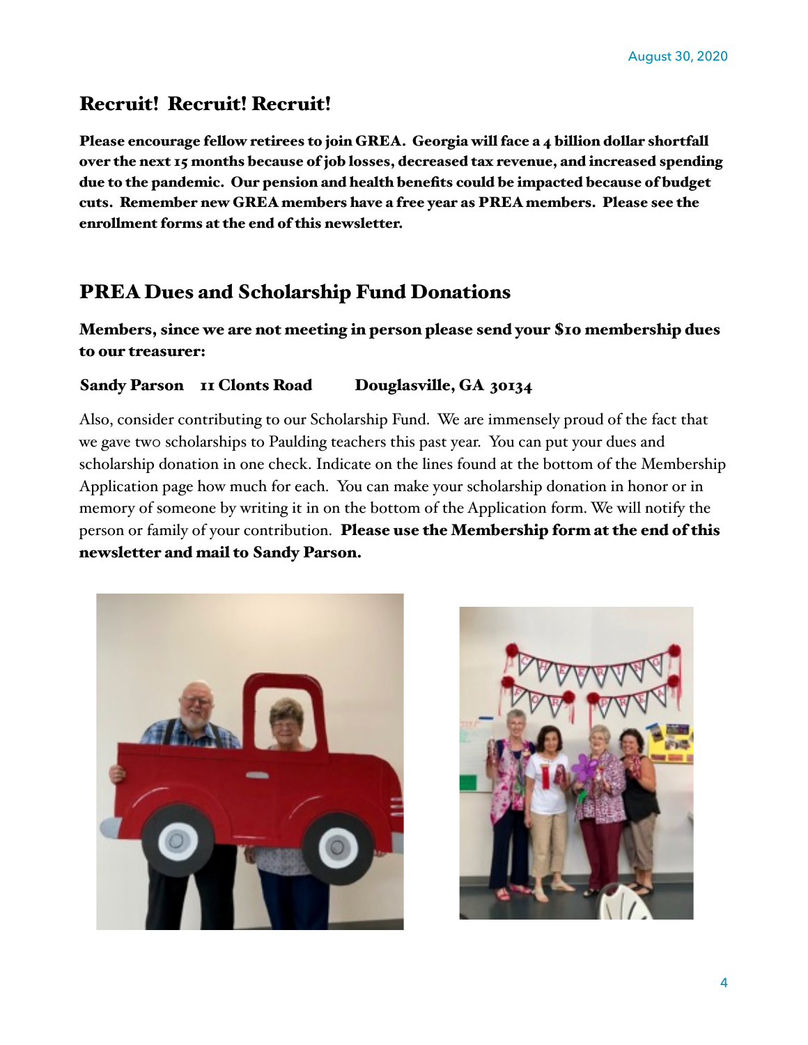## Recruit! Recruit! Recruit!

**Please encourage fellow retirees to join GREA. Georgia will face a 4 billion dollar shortfall over the next 15 months because of job losses, decreased tax revenue, and increased spending due to the pandemic. Our pension and health benefits could be impacted because of budget cuts. Remember new GREA members have a free year as PREA members. Please see the enrollment forms at the end of this newsletter.**

## PREA Dues and Scholarship Fund Donations

**Members, since we are not meeting in person please send your $10 membership dues to our treasurer:**

**Sandy Parson 11 Clonts Road Douglasville, GA 30134**

Also, consider contributing to our Scholarship Fund. We are immensely proud of the fact that we gave two scholarships to Paulding teachers this past year. You can put your dues and scholarship donation in one check. Indicate on the lines found at the bottom of the Membership Application page how much for each. You can make your scholarship donation in honor or in memory of someone by writing it in on the bottom of the Application form. We will notify the person or family of your contribution. **Please use the Membership form at the end of this newsletter and mail to Sandy Parson.**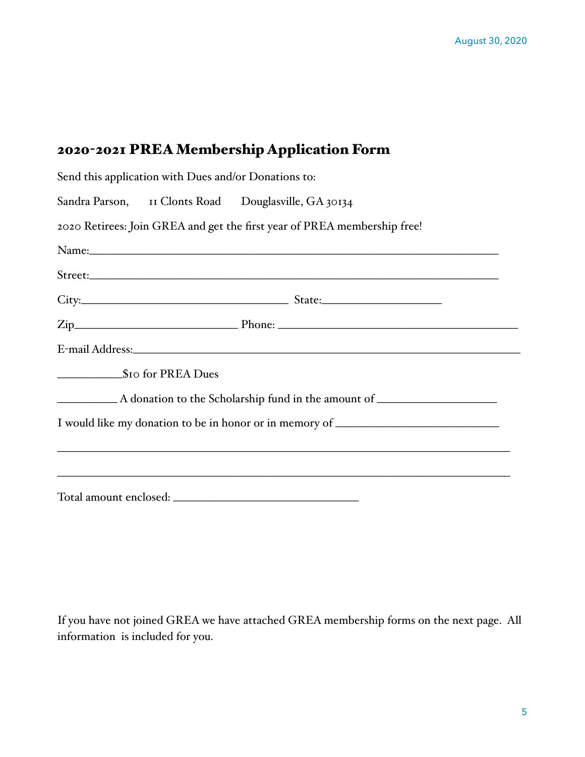## 2020-2021 PREA Membership Application Form

Send this application with Dues and/or Donations to:

Sandra Parson, 11 Clonts Road Douglasville, GA 30134

2020 Retirees: Join GREA and get the first year of PREA membership free!

Name:___________________________________________________________________

Street:__________________________________________________________________

City:_________________________________ State:___________________

Zip__________________________ Phone: ______________________________________

E-mail Address:_____________________________________________________________

__________$10 for PREA Dues

__________ A donation to the Scholarship fund in the amount of ___________________

I would like my donation to be in honor or in memory of _________________________

_________________________________________________________________________

_________________________________________________________________________

Total amount enclosed: _____________________________

If you have not joined GREA we have attached GREA membership forms on the next page. All information is included for you.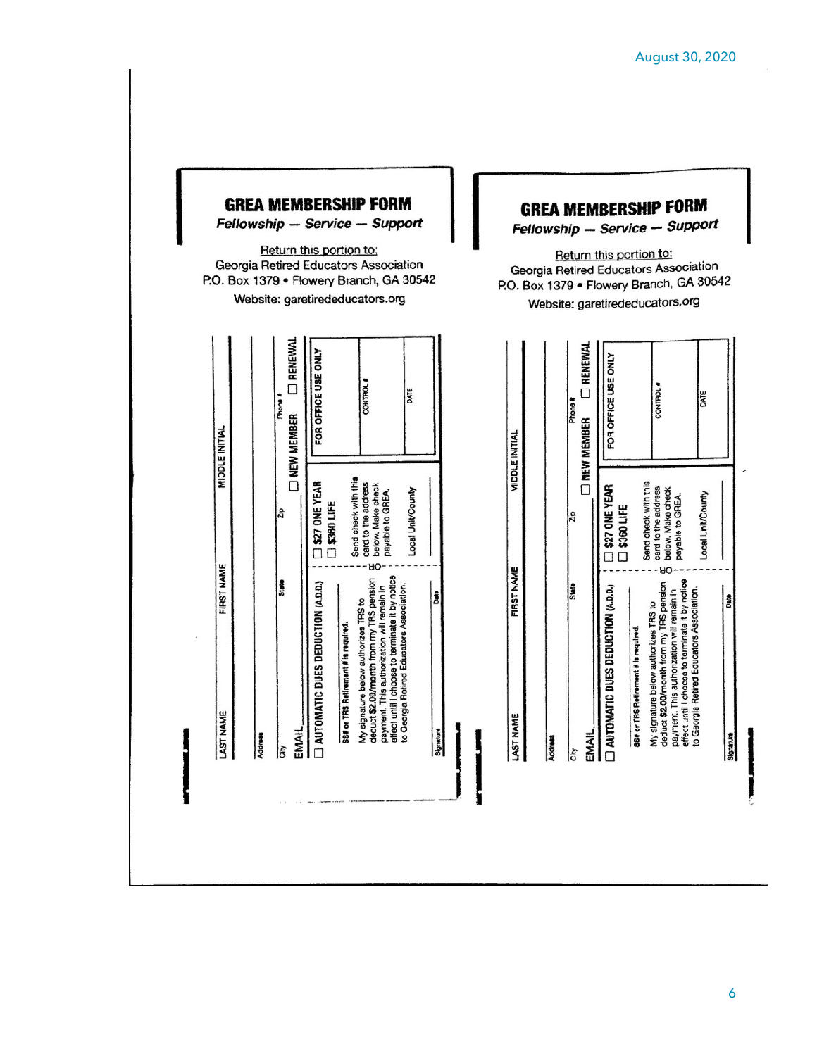August 30, 2020

## GREA MEMBERSHIP FORM

*Fellowship — Service — Support*

Return this portion to:
Georgia Retired Educators Association
P.O. Box 1379 • Flowery Branch, GA 30542
Website: garetirededucators.org

LAST NAME ______ FIRST NAME ______ MIDDLE INITIAL ______

Address ______

City ______ State ______ Zip ______ Phone # ______

EMAIL ______ ☐ NEW MEMBER ☐ RENEWAL

☐ AUTOMATIC DUES DEDUCTION (A.D.D.)

SS# or TRS Retirement # is required. ______

My signature below authorizes TRS to deduct $2.00/month from my TRS pension payment. This authorization will remain in effect until I choose to terminate it by notice to Georgia Retired Educators Association.

Signature ______ Date ______

— OR —

☐ $27 ONE YEAR
☐ $360 LIFE

Send check with this card to the address below. Make check payable to GREA.

Local Unit/County ______

FOR OFFICE USE ONLY

CONTROL # ______

DATE ______

---

## GREA MEMBERSHIP FORM

*Fellowship — Service — Support*

Return this portion to:
Georgia Retired Educators Association
P.O. Box 1379 • Flowery Branch, GA 30542
Website: garetirededucators.org

LAST NAME ______ FIRST NAME ______ MIDDLE INITIAL ______

Address ______

City ______ State ______ Zip ______ Phone # ______

EMAIL ______ ☐ NEW MEMBER ☐ RENEWAL

☐ AUTOMATIC DUES DEDUCTION (A.D.D.)

SS# or TRS Retirement # is required. ______

My signature below authorizes TRS to deduct $2.00/month from my TRS pension payment. This authorization will remain in effect until I choose to terminate it by notice to Georgia Retired Educators Association.

Signature ______ Date ______

— OR —

☐ $27 ONE YEAR
☐ $360 LIFE

Send check with this card to the address below. Make check payable to GREA.

Local Unit/County ______

FOR OFFICE USE ONLY

CONTROL # ______

DATE ______